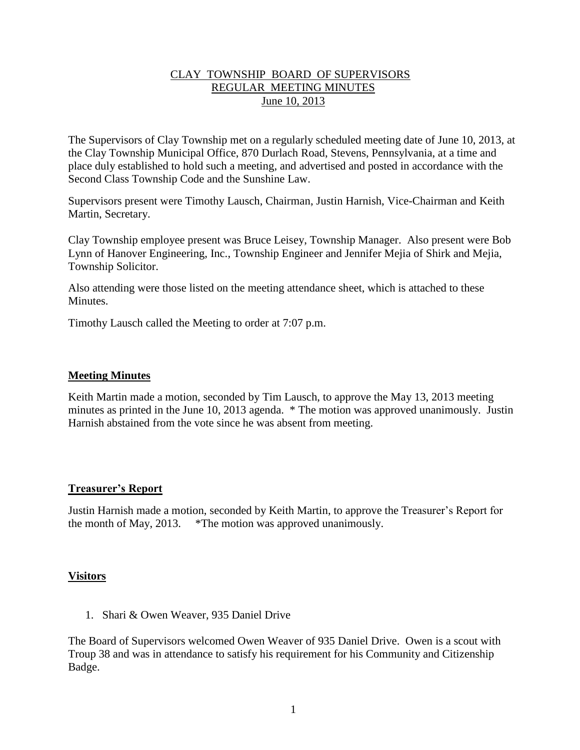# CLAY TOWNSHIP BOARD OF SUPERVISORS
## REGULAR MEETING MINUTES
### June 10, 2013

The Supervisors of Clay Township met on a regularly scheduled meeting date of June 10, 2013, at the Clay Township Municipal Office, 870 Durlach Road, Stevens, Pennsylvania, at a time and place duly established to hold such a meeting, and advertised and posted in accordance with the Second Class Township Code and the Sunshine Law.

Supervisors present were Timothy Lausch, Chairman, Justin Harnish, Vice-Chairman and Keith Martin, Secretary.

Clay Township employee present was Bruce Leisey, Township Manager. Also present were Bob Lynn of Hanover Engineering, Inc., Township Engineer and Jennifer Mejia of Shirk and Mejia, Township Solicitor.

Also attending were those listed on the meeting attendance sheet, which is attached to these Minutes.

Timothy Lausch called the Meeting to order at 7:07 p.m.

**Meeting Minutes**

Keith Martin made a motion, seconded by Tim Lausch, to approve the May 13, 2013 meeting minutes as printed in the June 10, 2013 agenda. * The motion was approved unanimously. Justin Harnish abstained from the vote since he was absent from meeting.

**Treasurer's Report**

Justin Harnish made a motion, seconded by Keith Martin, to approve the Treasurer's Report for the month of May, 2013. *The motion was approved unanimously.

**Visitors**

1. Shari & Owen Weaver, 935 Daniel Drive

The Board of Supervisors welcomed Owen Weaver of 935 Daniel Drive. Owen is a scout with Troup 38 and was in attendance to satisfy his requirement for his Community and Citizenship Badge.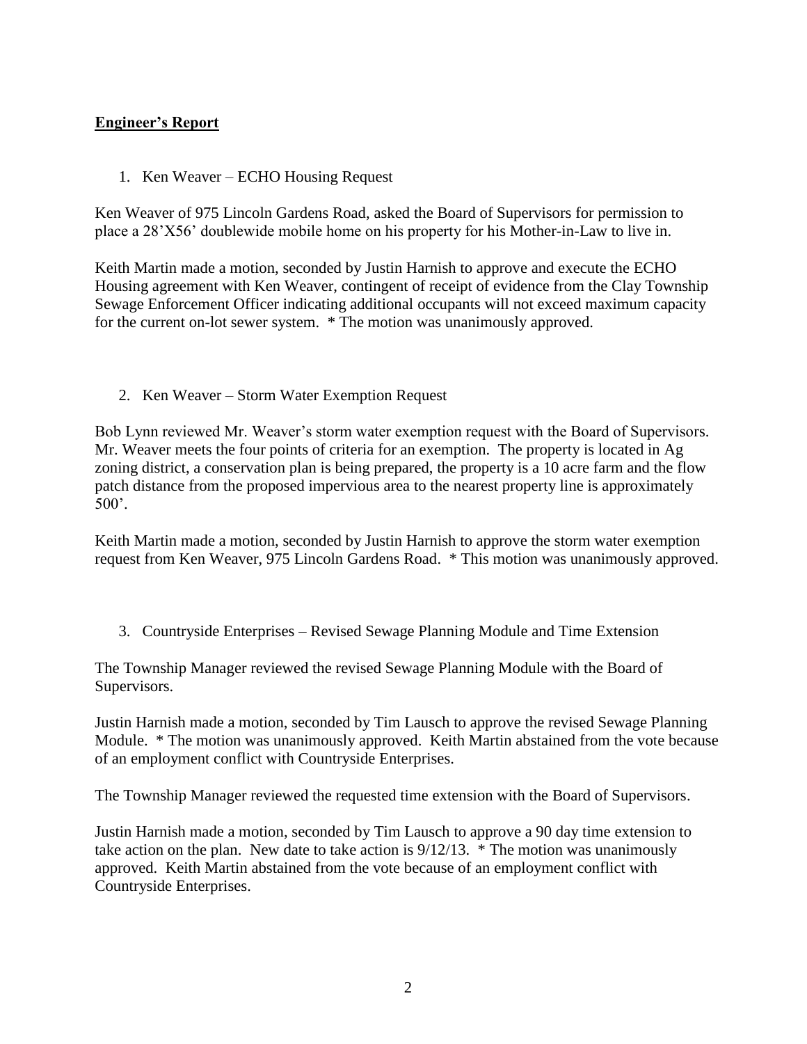## **Engineer's Report**

1. Ken Weaver – ECHO Housing Request

Ken Weaver of 975 Lincoln Gardens Road, asked the Board of Supervisors for permission to place a 28'X56' doublewide mobile home on his property for his Mother-in-Law to live in.

Keith Martin made a motion, seconded by Justin Harnish to approve and execute the ECHO Housing agreement with Ken Weaver, contingent of receipt of evidence from the Clay Township Sewage Enforcement Officer indicating additional occupants will not exceed maximum capacity for the current on-lot sewer system. * The motion was unanimously approved.

2. Ken Weaver – Storm Water Exemption Request

Bob Lynn reviewed Mr. Weaver's storm water exemption request with the Board of Supervisors. Mr. Weaver meets the four points of criteria for an exemption. The property is located in Ag zoning district, a conservation plan is being prepared, the property is a 10 acre farm and the flow patch distance from the proposed impervious area to the nearest property line is approximately 500'.

Keith Martin made a motion, seconded by Justin Harnish to approve the storm water exemption request from Ken Weaver, 975 Lincoln Gardens Road. * This motion was unanimously approved.

3. Countryside Enterprises – Revised Sewage Planning Module and Time Extension

The Township Manager reviewed the revised Sewage Planning Module with the Board of Supervisors.

Justin Harnish made a motion, seconded by Tim Lausch to approve the revised Sewage Planning Module. * The motion was unanimously approved. Keith Martin abstained from the vote because of an employment conflict with Countryside Enterprises.

The Township Manager reviewed the requested time extension with the Board of Supervisors.

Justin Harnish made a motion, seconded by Tim Lausch to approve a 90 day time extension to take action on the plan. New date to take action is 9/12/13. * The motion was unanimously approved. Keith Martin abstained from the vote because of an employment conflict with Countryside Enterprises.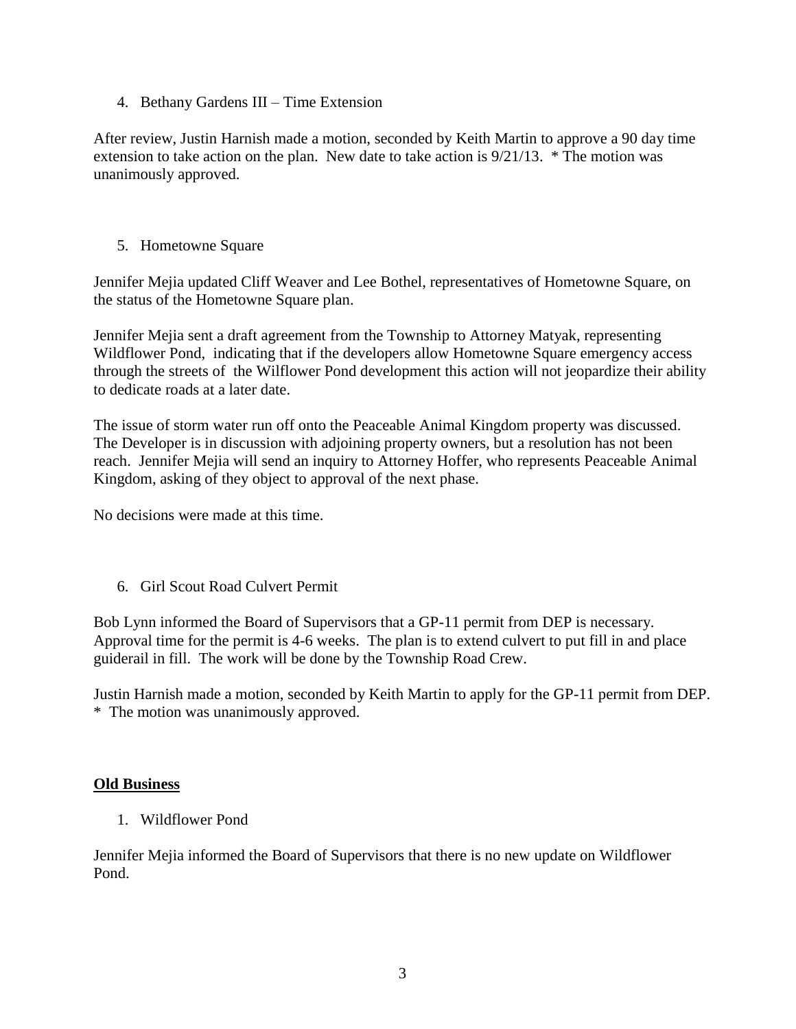4. Bethany Gardens III – Time Extension

After review, Justin Harnish made a motion, seconded by Keith Martin to approve a 90 day time extension to take action on the plan. New date to take action is 9/21/13. * The motion was unanimously approved.

5. Hometowne Square

Jennifer Mejia updated Cliff Weaver and Lee Bothel, representatives of Hometowne Square, on the status of the Hometowne Square plan.

Jennifer Mejia sent a draft agreement from the Township to Attorney Matyak, representing Wildflower Pond, indicating that if the developers allow Hometowne Square emergency access through the streets of the Wilflower Pond development this action will not jeopardize their ability to dedicate roads at a later date.

The issue of storm water run off onto the Peaceable Animal Kingdom property was discussed. The Developer is in discussion with adjoining property owners, but a resolution has not been reach. Jennifer Mejia will send an inquiry to Attorney Hoffer, who represents Peaceable Animal Kingdom, asking of they object to approval of the next phase.

No decisions were made at this time.

6. Girl Scout Road Culvert Permit

Bob Lynn informed the Board of Supervisors that a GP-11 permit from DEP is necessary. Approval time for the permit is 4-6 weeks. The plan is to extend culvert to put fill in and place guiderail in fill. The work will be done by the Township Road Crew.

Justin Harnish made a motion, seconded by Keith Martin to apply for the GP-11 permit from DEP. * The motion was unanimously approved.

## **Old Business**

1. Wildflower Pond

Jennifer Mejia informed the Board of Supervisors that there is no new update on Wildflower Pond.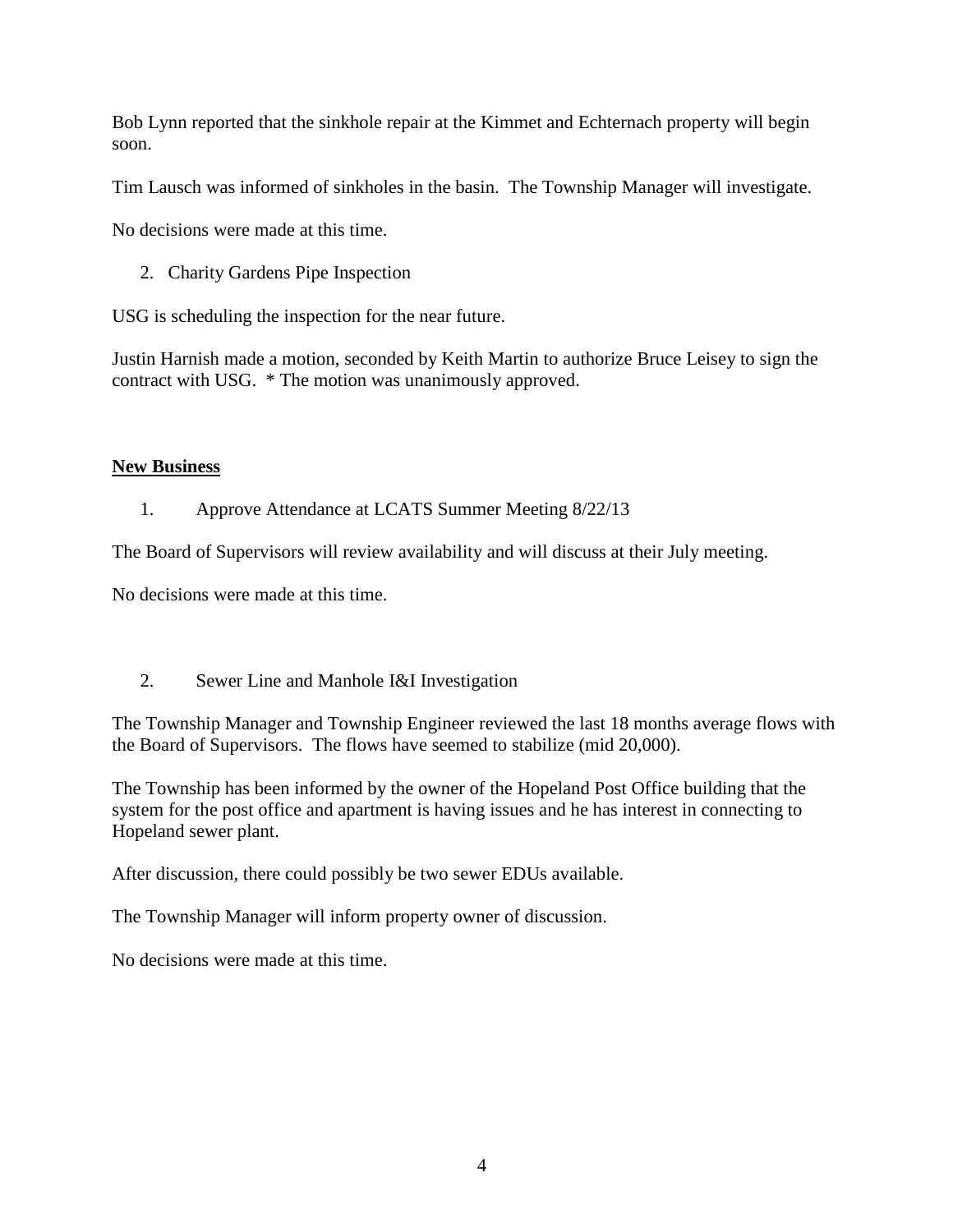Bob Lynn reported that the sinkhole repair at the Kimmet and Echternach property will begin soon.

Tim Lausch was informed of sinkholes in the basin. The Township Manager will investigate.

No decisions were made at this time.

2. Charity Gardens Pipe Inspection

USG is scheduling the inspection for the near future.

Justin Harnish made a motion, seconded by Keith Martin to authorize Bruce Leisey to sign the contract with USG. * The motion was unanimously approved.

**New Business**

1. Approve Attendance at LCATS Summer Meeting 8/22/13

The Board of Supervisors will review availability and will discuss at their July meeting.

No decisions were made at this time.

2. Sewer Line and Manhole I&I Investigation

The Township Manager and Township Engineer reviewed the last 18 months average flows with the Board of Supervisors. The flows have seemed to stabilize (mid 20,000).

The Township has been informed by the owner of the Hopeland Post Office building that the system for the post office and apartment is having issues and he has interest in connecting to Hopeland sewer plant.

After discussion, there could possibly be two sewer EDUs available.

The Township Manager will inform property owner of discussion.

No decisions were made at this time.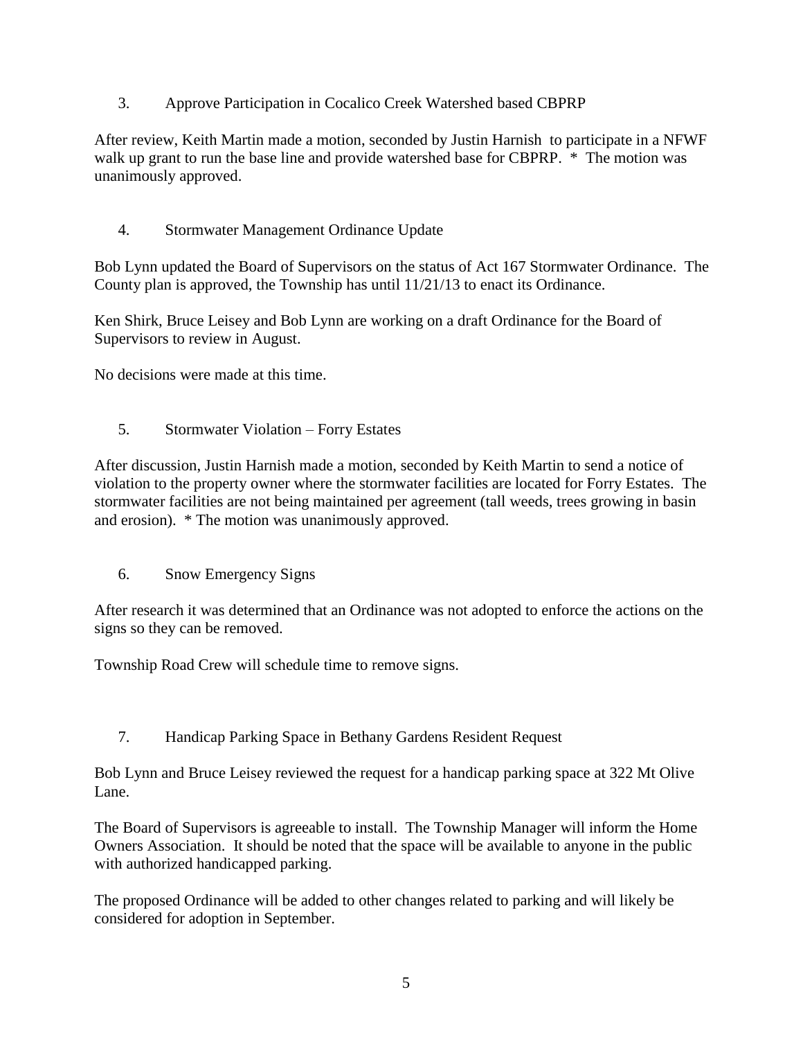3. Approve Participation in Cocalico Creek Watershed based CBPRP

After review, Keith Martin made a motion, seconded by Justin Harnish to participate in a NFWF walk up grant to run the base line and provide watershed base for CBPRP. * The motion was unanimously approved.

4. Stormwater Management Ordinance Update

Bob Lynn updated the Board of Supervisors on the status of Act 167 Stormwater Ordinance. The County plan is approved, the Township has until 11/21/13 to enact its Ordinance.

Ken Shirk, Bruce Leisey and Bob Lynn are working on a draft Ordinance for the Board of Supervisors to review in August.

No decisions were made at this time.

5. Stormwater Violation – Forry Estates

After discussion, Justin Harnish made a motion, seconded by Keith Martin to send a notice of violation to the property owner where the stormwater facilities are located for Forry Estates. The stormwater facilities are not being maintained per agreement (tall weeds, trees growing in basin and erosion). * The motion was unanimously approved.

6. Snow Emergency Signs

After research it was determined that an Ordinance was not adopted to enforce the actions on the signs so they can be removed.

Township Road Crew will schedule time to remove signs.

7. Handicap Parking Space in Bethany Gardens Resident Request

Bob Lynn and Bruce Leisey reviewed the request for a handicap parking space at 322 Mt Olive Lane.

The Board of Supervisors is agreeable to install. The Township Manager will inform the Home Owners Association. It should be noted that the space will be available to anyone in the public with authorized handicapped parking.

The proposed Ordinance will be added to other changes related to parking and will likely be considered for adoption in September.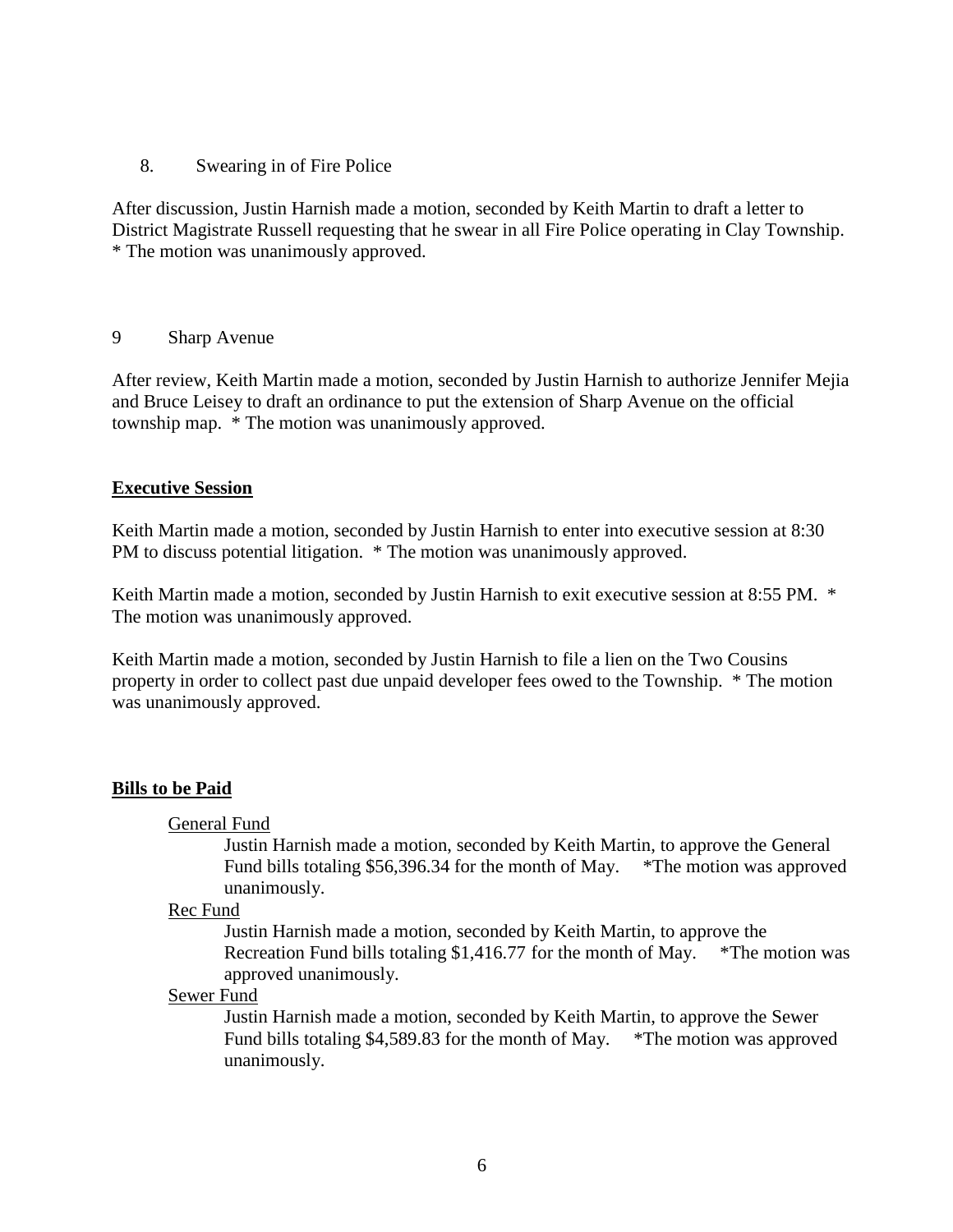8. Swearing in of Fire Police

After discussion, Justin Harnish made a motion, seconded by Keith Martin to draft a letter to District Magistrate Russell requesting that he swear in all Fire Police operating in Clay Township. * The motion was unanimously approved.

9 Sharp Avenue

After review, Keith Martin made a motion, seconded by Justin Harnish to authorize Jennifer Mejia and Bruce Leisey to draft an ordinance to put the extension of Sharp Avenue on the official township map. * The motion was unanimously approved.

**Executive Session**

Keith Martin made a motion, seconded by Justin Harnish to enter into executive session at 8:30 PM to discuss potential litigation. * The motion was unanimously approved.

Keith Martin made a motion, seconded by Justin Harnish to exit executive session at 8:55 PM. * The motion was unanimously approved.

Keith Martin made a motion, seconded by Justin Harnish to file a lien on the Two Cousins property in order to collect past due unpaid developer fees owed to the Township. * The motion was unanimously approved.

**Bills to be Paid**

General Fund

Justin Harnish made a motion, seconded by Keith Martin, to approve the General Fund bills totaling $56,396.34 for the month of May. *The motion was approved unanimously.

Rec Fund

Justin Harnish made a motion, seconded by Keith Martin, to approve the Recreation Fund bills totaling $1,416.77 for the month of May. *The motion was approved unanimously.

Sewer Fund

Justin Harnish made a motion, seconded by Keith Martin, to approve the Sewer Fund bills totaling $4,589.83 for the month of May. *The motion was approved unanimously.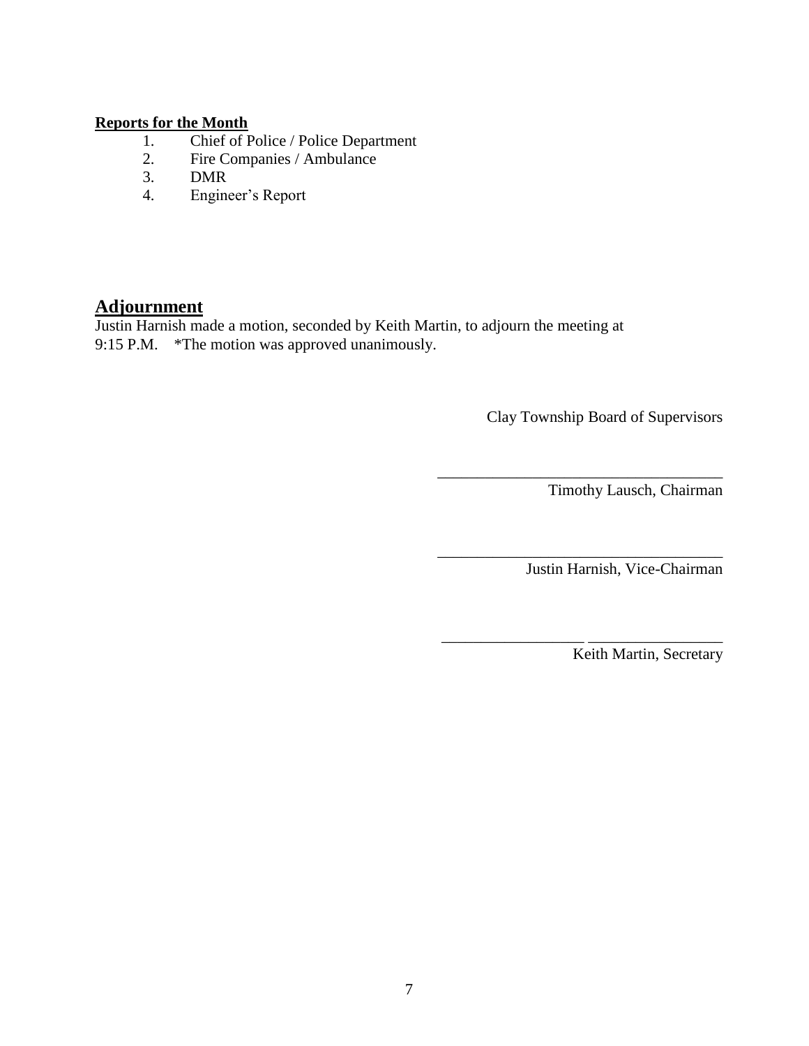**Reports for the Month**

1. Chief of Police / Police Department
2. Fire Companies / Ambulance
3. DMR
4. Engineer's Report

## Adjournment

Justin Harnish made a motion, seconded by Keith Martin, to adjourn the meeting at 9:15 P.M. *The motion was approved unanimously.

Clay Township Board of Supervisors

_____________________________________
Timothy Lausch, Chairman

_____________________________________
Justin Harnish, Vice-Chairman

_____________________________________
Keith Martin, Secretary